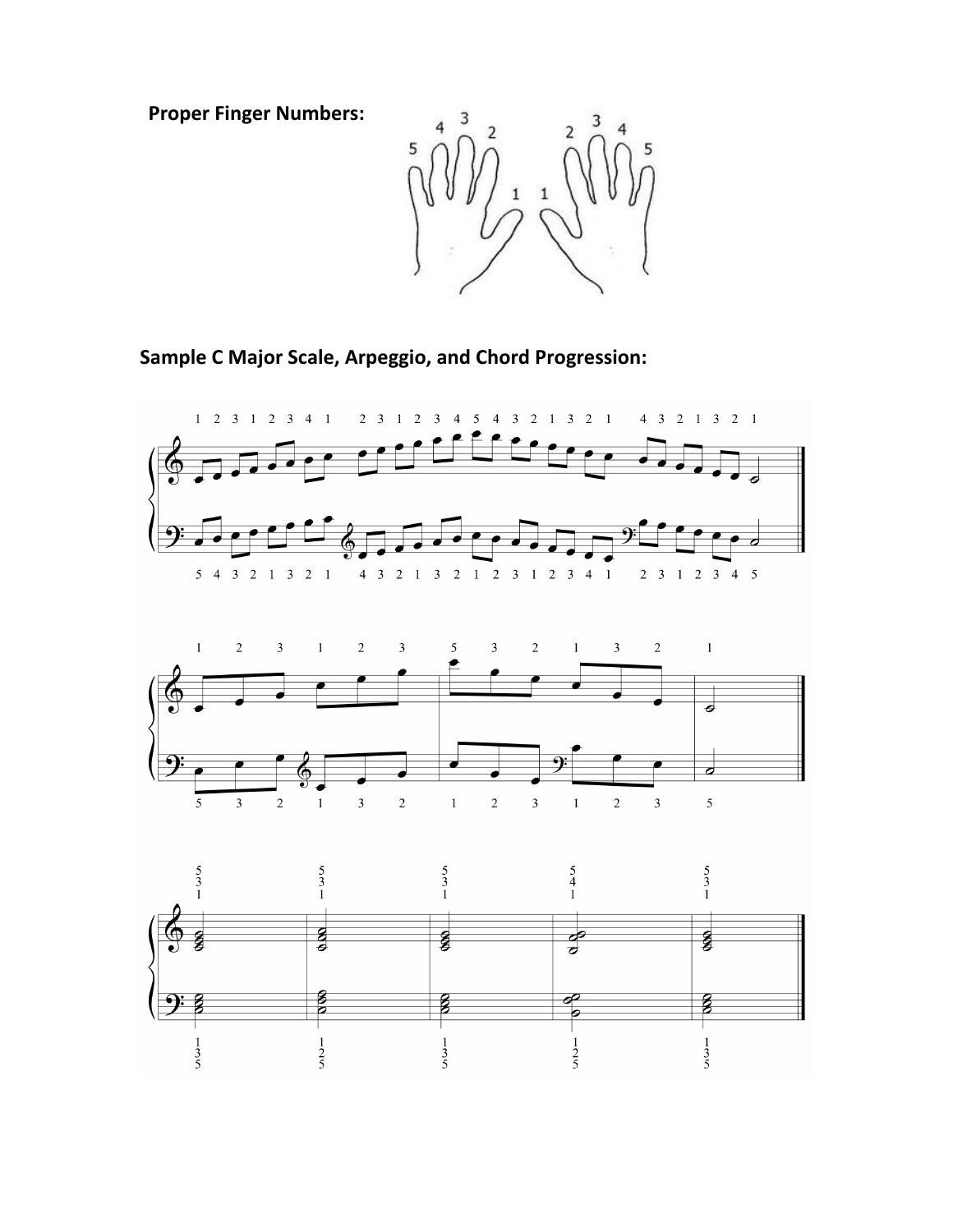**Proper Finger Numbers:**

**Sample C Major Scale, Arpeggio, and Chord Progression:**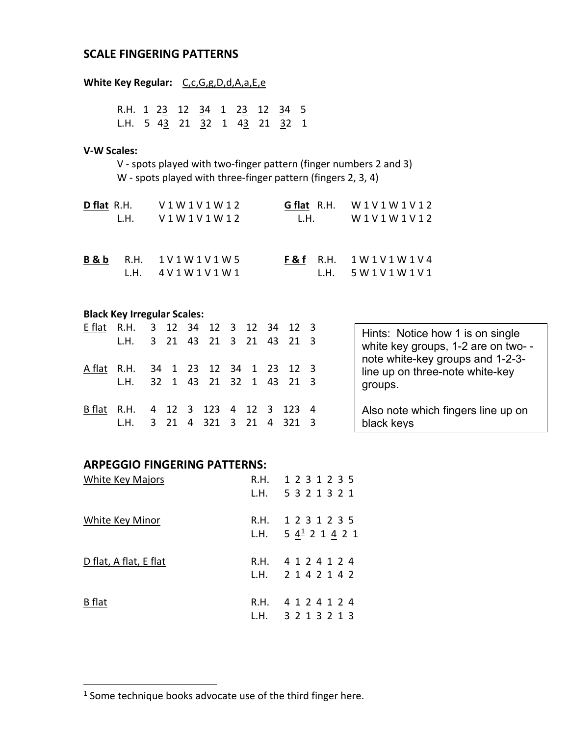## SCALE FINGERING PATTERNS

**White Key Regular:** C,c,G,g,D,d,A,a,E,e

| | | | | | | | | | |
|---|---|---|---|---|---|---|---|---|---|
| R.H. | 1 | 23 | 12 | 34 | 1 | 23 | 12 | 34 | 5 |
| L.H. | 5 | 43 | 21 | 32 | 1 | 43 | 21 | 32 | 1 |

**V-W Scales:**

V - spots played with two-finger pattern (finger numbers 2 and 3)
W - spots played with three-finger pattern (fingers 2, 3, 4)

| | | | | | |
|---|---|---|---|---|---|
| **D flat** | R.H. | V 1 W 1 V 1 V 1 W 1 2 | **G flat** | R.H. | W 1 V 1 W 1 V 1 2 |
| | L.H. | V 1 W 1 V 1 W 1 2 | | L.H. | W 1 V 1 W 1 V 1 2 |
| **B & b** | R.H. | 1 V 1 W 1 V 1 W 5 | **F & f** | R.H. | 1 W 1 V 1 W 1 V 4 |
| | L.H. | 4 V 1 W 1 V 1 W 1 | | L.H. | 5 W 1 V 1 W 1 V 1 |

**Black Key Irregular Scales:**

| | | | | | | | | | | |
|---|---|---|---|---|---|---|---|---|---|---|
| E flat | R.H. | 3 | 12 | 34 | 12 | 3 | 12 | 34 | 12 | 3 |
| | L.H. | 3 | 21 | 43 | 21 | 3 | 21 | 43 | 21 | 3 |
| A flat | R.H. | 34 | 1 | 23 | 12 | 34 | 1 | 23 | 12 | 3 |
| | L.H. | 32 | 1 | 43 | 21 | 32 | 1 | 43 | 21 | 3 |
| B flat | R.H. | 4 | 12 | 3 | 123 | 4 | 12 | 3 | 123 | 4 |
| | L.H. | 3 | 21 | 4 | 321 | 3 | 21 | 4 | 321 | 3 |

Hints: Notice how 1 is on single white key groups, 1-2 are on two- - note white-key groups and 1-2-3- line up on three-note white-key groups.

Also note which fingers line up on black keys

## ARPEGGIO FINGERING PATTERNS:

| | | |
|---|---|---|
| White Key Majors | R.H. | 1 2 3 1 2 3 5 |
| | L.H. | 5 3 2 1 3 2 1 |
| White Key Minor | R.H. | 1 2 3 1 2 3 5 |
| | L.H. | 5 4[1] 2 1 4 2 1 |
| D flat, A flat, E flat | R.H. | 4 1 2 4 1 2 4 |
| | L.H. | 2 1 4 2 1 4 2 |
| B flat | R.H. | 4 1 2 4 1 2 4 |
| | L.H. | 3 2 1 3 2 1 3 |

[1] Some technique books advocate use of the third finger here.